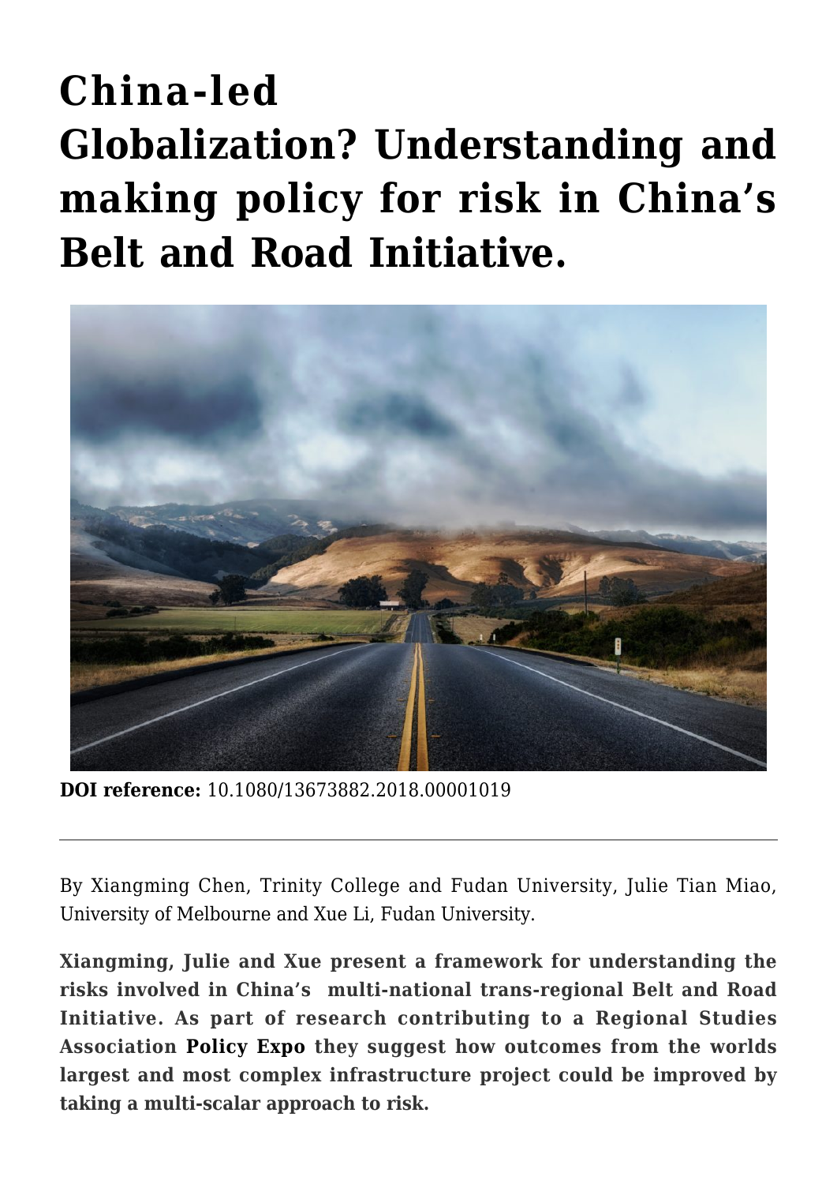# China-led Globalization? Understanding and making policy for risk in China's Belt and Road Initiative.

**DOI reference:** 10.1080/13673882.2018.00001019

---

By Xiangming Chen, Trinity College and Fudan University, Julie Tian Miao, University of Melbourne and Xue Li, Fudan University.

**Xiangming, Julie and Xue present a framework for understanding the risks involved in China's multi-national trans-regional Belt and Road Initiative. As part of research contributing to a Regional Studies Association Policy Expo they suggest how outcomes from the worlds largest and most complex infrastructure project could be improved by taking a multi-scalar approach to risk.**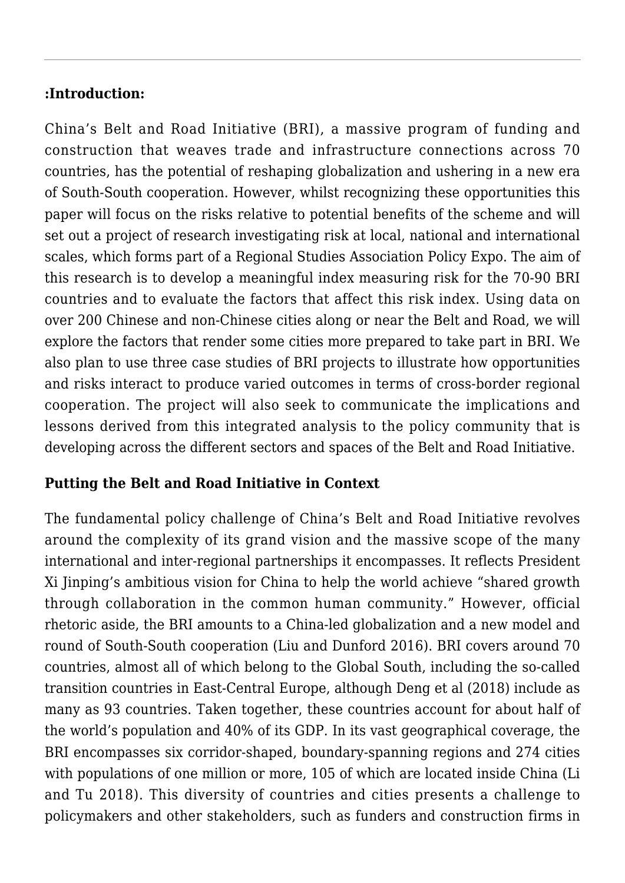**:Introduction:**

China's Belt and Road Initiative (BRI), a massive program of funding and construction that weaves trade and infrastructure connections across 70 countries, has the potential of reshaping globalization and ushering in a new era of South-South cooperation. However, whilst recognizing these opportunities this paper will focus on the risks relative to potential benefits of the scheme and will set out a project of research investigating risk at local, national and international scales, which forms part of a Regional Studies Association Policy Expo. The aim of this research is to develop a meaningful index measuring risk for the 70-90 BRI countries and to evaluate the factors that affect this risk index. Using data on over 200 Chinese and non-Chinese cities along or near the Belt and Road, we will explore the factors that render some cities more prepared to take part in BRI. We also plan to use three case studies of BRI projects to illustrate how opportunities and risks interact to produce varied outcomes in terms of cross-border regional cooperation. The project will also seek to communicate the implications and lessons derived from this integrated analysis to the policy community that is developing across the different sectors and spaces of the Belt and Road Initiative.

**Putting the Belt and Road Initiative in Context**

The fundamental policy challenge of China's Belt and Road Initiative revolves around the complexity of its grand vision and the massive scope of the many international and inter-regional partnerships it encompasses. It reflects President Xi Jinping's ambitious vision for China to help the world achieve "shared growth through collaboration in the common human community." However, official rhetoric aside, the BRI amounts to a China-led globalization and a new model and round of South-South cooperation (Liu and Dunford 2016). BRI covers around 70 countries, almost all of which belong to the Global South, including the so-called transition countries in East-Central Europe, although Deng et al (2018) include as many as 93 countries. Taken together, these countries account for about half of the world's population and 40% of its GDP. In its vast geographical coverage, the BRI encompasses six corridor-shaped, boundary-spanning regions and 274 cities with populations of one million or more, 105 of which are located inside China (Li and Tu 2018). This diversity of countries and cities presents a challenge to policymakers and other stakeholders, such as funders and construction firms in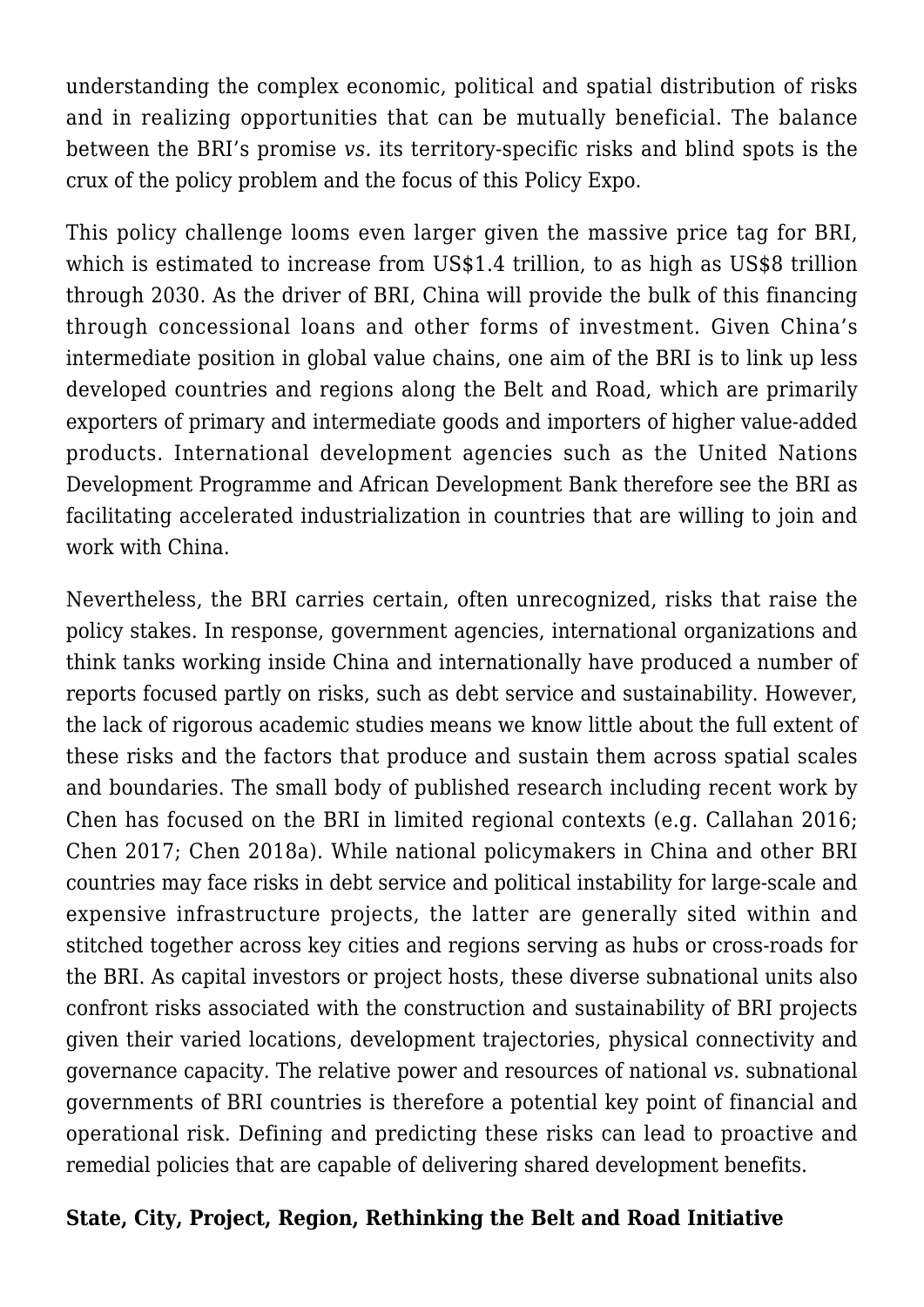understanding the complex economic, political and spatial distribution of risks and in realizing opportunities that can be mutually beneficial. The balance between the BRI's promise *vs.* its territory-specific risks and blind spots is the crux of the policy problem and the focus of this Policy Expo.

This policy challenge looms even larger given the massive price tag for BRI, which is estimated to increase from US$1.4 trillion, to as high as US$8 trillion through 2030. As the driver of BRI, China will provide the bulk of this financing through concessional loans and other forms of investment. Given China's intermediate position in global value chains, one aim of the BRI is to link up less developed countries and regions along the Belt and Road, which are primarily exporters of primary and intermediate goods and importers of higher value-added products. International development agencies such as the United Nations Development Programme and African Development Bank therefore see the BRI as facilitating accelerated industrialization in countries that are willing to join and work with China.

Nevertheless, the BRI carries certain, often unrecognized, risks that raise the policy stakes. In response, government agencies, international organizations and think tanks working inside China and internationally have produced a number of reports focused partly on risks, such as debt service and sustainability. However, the lack of rigorous academic studies means we know little about the full extent of these risks and the factors that produce and sustain them across spatial scales and boundaries. The small body of published research including recent work by Chen has focused on the BRI in limited regional contexts (e.g. Callahan 2016; Chen 2017; Chen 2018a). While national policymakers in China and other BRI countries may face risks in debt service and political instability for large-scale and expensive infrastructure projects, the latter are generally sited within and stitched together across key cities and regions serving as hubs or cross-roads for the BRI. As capital investors or project hosts, these diverse subnational units also confront risks associated with the construction and sustainability of BRI projects given their varied locations, development trajectories, physical connectivity and governance capacity. The relative power and resources of national *vs.* subnational governments of BRI countries is therefore a potential key point of financial and operational risk. Defining and predicting these risks can lead to proactive and remedial policies that are capable of delivering shared development benefits.

**State, City, Project, Region, Rethinking the Belt and Road Initiative**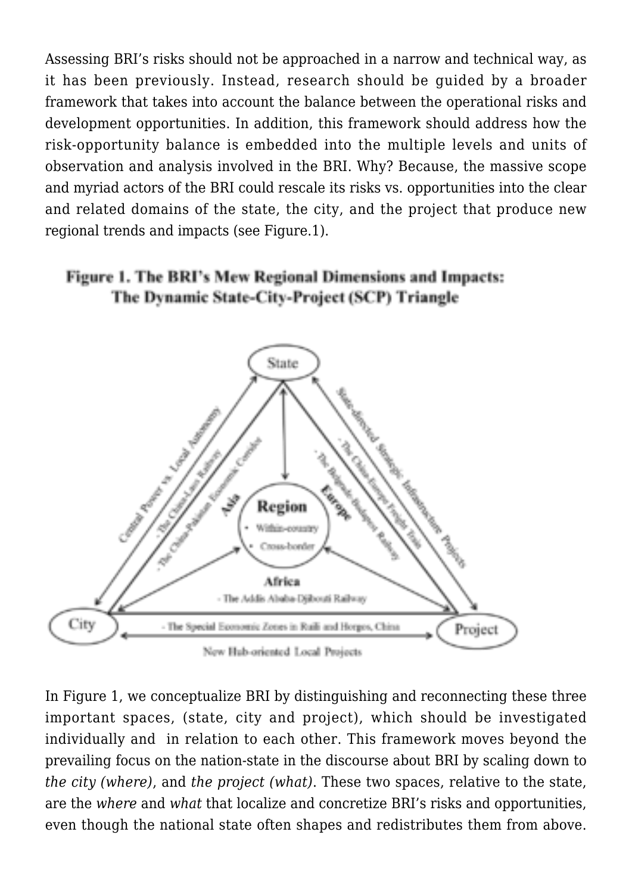Assessing BRI's risks should not be approached in a narrow and technical way, as it has been previously. Instead, research should be guided by a broader framework that takes into account the balance between the operational risks and development opportunities. In addition, this framework should address how the risk-opportunity balance is embedded into the multiple levels and units of observation and analysis involved in the BRI. Why? Because, the massive scope and myriad actors of the BRI could rescale its risks vs. opportunities into the clear and related domains of the state, the city, and the project that produce new regional trends and impacts (see Figure.1).

**Figure 1. The BRI's Mew Regional Dimensions and Impacts: The Dynamic State-City-Project (SCP) Triangle**

In Figure 1, we conceptualize BRI by distinguishing and reconnecting these three important spaces, (state, city and project), which should be investigated individually and in relation to each other. This framework moves beyond the prevailing focus on the nation-state in the discourse about BRI by scaling down to *the city (where)*, and *the project (what)*. These two spaces, relative to the state, are the *where* and *what* that localize and concretize BRI's risks and opportunities, even though the national state often shapes and redistributes them from above.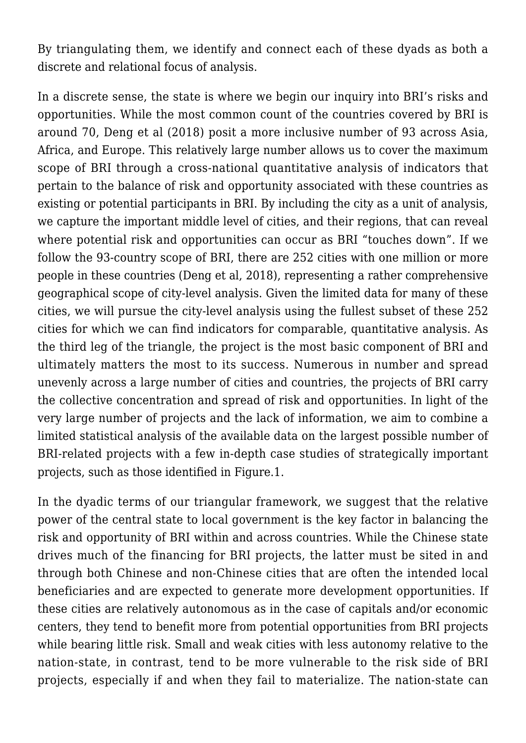By triangulating them, we identify and connect each of these dyads as both a discrete and relational focus of analysis.

In a discrete sense, the state is where we begin our inquiry into BRI's risks and opportunities. While the most common count of the countries covered by BRI is around 70, Deng et al (2018) posit a more inclusive number of 93 across Asia, Africa, and Europe. This relatively large number allows us to cover the maximum scope of BRI through a cross-national quantitative analysis of indicators that pertain to the balance of risk and opportunity associated with these countries as existing or potential participants in BRI. By including the city as a unit of analysis, we capture the important middle level of cities, and their regions, that can reveal where potential risk and opportunities can occur as BRI "touches down". If we follow the 93-country scope of BRI, there are 252 cities with one million or more people in these countries (Deng et al, 2018), representing a rather comprehensive geographical scope of city-level analysis. Given the limited data for many of these cities, we will pursue the city-level analysis using the fullest subset of these 252 cities for which we can find indicators for comparable, quantitative analysis. As the third leg of the triangle, the project is the most basic component of BRI and ultimately matters the most to its success. Numerous in number and spread unevenly across a large number of cities and countries, the projects of BRI carry the collective concentration and spread of risk and opportunities. In light of the very large number of projects and the lack of information, we aim to combine a limited statistical analysis of the available data on the largest possible number of BRI-related projects with a few in-depth case studies of strategically important projects, such as those identified in Figure.1.

In the dyadic terms of our triangular framework, we suggest that the relative power of the central state to local government is the key factor in balancing the risk and opportunity of BRI within and across countries. While the Chinese state drives much of the financing for BRI projects, the latter must be sited in and through both Chinese and non-Chinese cities that are often the intended local beneficiaries and are expected to generate more development opportunities. If these cities are relatively autonomous as in the case of capitals and/or economic centers, they tend to benefit more from potential opportunities from BRI projects while bearing little risk. Small and weak cities with less autonomy relative to the nation-state, in contrast, tend to be more vulnerable to the risk side of BRI projects, especially if and when they fail to materialize. The nation-state can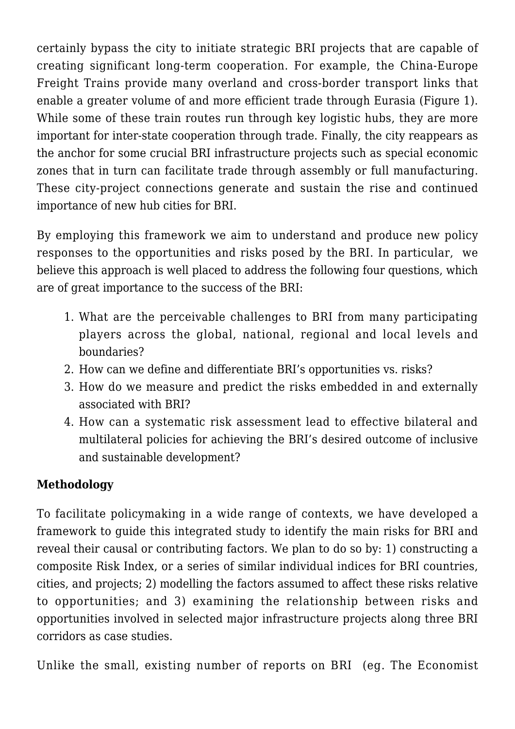certainly bypass the city to initiate strategic BRI projects that are capable of creating significant long-term cooperation. For example, the China-Europe Freight Trains provide many overland and cross-border transport links that enable a greater volume of and more efficient trade through Eurasia (Figure 1). While some of these train routes run through key logistic hubs, they are more important for inter-state cooperation through trade. Finally, the city reappears as the anchor for some crucial BRI infrastructure projects such as special economic zones that in turn can facilitate trade through assembly or full manufacturing. These city-project connections generate and sustain the rise and continued importance of new hub cities for BRI.

By employing this framework we aim to understand and produce new policy responses to the opportunities and risks posed by the BRI. In particular, we believe this approach is well placed to address the following four questions, which are of great importance to the success of the BRI:

1. What are the perceivable challenges to BRI from many participating players across the global, national, regional and local levels and boundaries?
2. How can we define and differentiate BRI's opportunities vs. risks?
3. How do we measure and predict the risks embedded in and externally associated with BRI?
4. How can a systematic risk assessment lead to effective bilateral and multilateral policies for achieving the BRI's desired outcome of inclusive and sustainable development?

**Methodology**

To facilitate policymaking in a wide range of contexts, we have developed a framework to guide this integrated study to identify the main risks for BRI and reveal their causal or contributing factors. We plan to do so by: 1) constructing a composite Risk Index, or a series of similar individual indices for BRI countries, cities, and projects; 2) modelling the factors assumed to affect these risks relative to opportunities; and 3) examining the relationship between risks and opportunities involved in selected major infrastructure projects along three BRI corridors as case studies.

Unlike the small, existing number of reports on BRI (eg. The Economist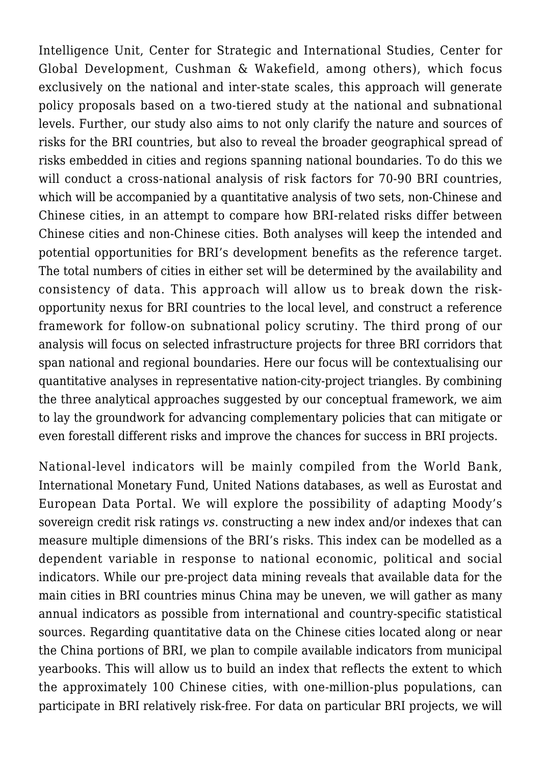Intelligence Unit, Center for Strategic and International Studies, Center for Global Development, Cushman & Wakefield, among others), which focus exclusively on the national and inter-state scales, this approach will generate policy proposals based on a two-tiered study at the national and subnational levels. Further, our study also aims to not only clarify the nature and sources of risks for the BRI countries, but also to reveal the broader geographical spread of risks embedded in cities and regions spanning national boundaries. To do this we will conduct a cross-national analysis of risk factors for 70-90 BRI countries, which will be accompanied by a quantitative analysis of two sets, non-Chinese and Chinese cities, in an attempt to compare how BRI-related risks differ between Chinese cities and non-Chinese cities. Both analyses will keep the intended and potential opportunities for BRI's development benefits as the reference target. The total numbers of cities in either set will be determined by the availability and consistency of data. This approach will allow us to break down the risk-opportunity nexus for BRI countries to the local level, and construct a reference framework for follow-on subnational policy scrutiny. The third prong of our analysis will focus on selected infrastructure projects for three BRI corridors that span national and regional boundaries. Here our focus will be contextualising our quantitative analyses in representative nation-city-project triangles. By combining the three analytical approaches suggested by our conceptual framework, we aim to lay the groundwork for advancing complementary policies that can mitigate or even forestall different risks and improve the chances for success in BRI projects.

National-level indicators will be mainly compiled from the World Bank, International Monetary Fund, United Nations databases, as well as Eurostat and European Data Portal. We will explore the possibility of adapting Moody's sovereign credit risk ratings *vs.* constructing a new index and/or indexes that can measure multiple dimensions of the BRI's risks. This index can be modelled as a dependent variable in response to national economic, political and social indicators. While our pre-project data mining reveals that available data for the main cities in BRI countries minus China may be uneven, we will gather as many annual indicators as possible from international and country-specific statistical sources. Regarding quantitative data on the Chinese cities located along or near the China portions of BRI, we plan to compile available indicators from municipal yearbooks. This will allow us to build an index that reflects the extent to which the approximately 100 Chinese cities, with one-million-plus populations, can participate in BRI relatively risk-free. For data on particular BRI projects, we will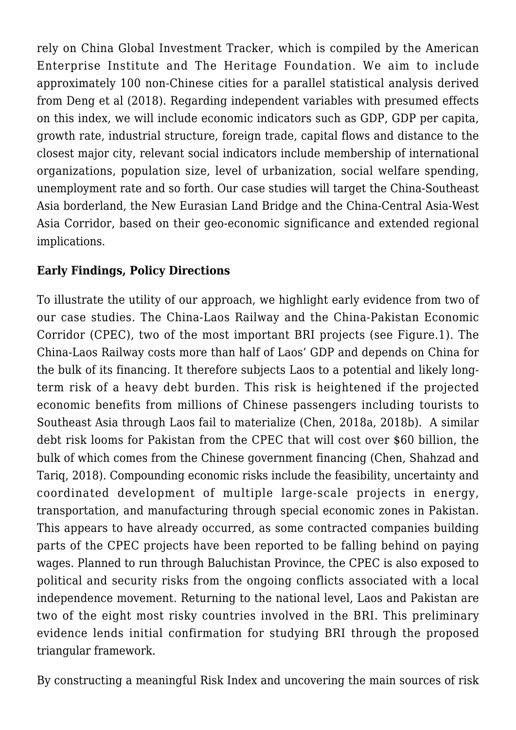rely on China Global Investment Tracker, which is compiled by the American Enterprise Institute and The Heritage Foundation. We aim to include approximately 100 non-Chinese cities for a parallel statistical analysis derived from Deng et al (2018). Regarding independent variables with presumed effects on this index, we will include economic indicators such as GDP, GDP per capita, growth rate, industrial structure, foreign trade, capital flows and distance to the closest major city, relevant social indicators include membership of international organizations, population size, level of urbanization, social welfare spending, unemployment rate and so forth. Our case studies will target the China-Southeast Asia borderland, the New Eurasian Land Bridge and the China-Central Asia-West Asia Corridor, based on their geo-economic significance and extended regional implications.

**Early Findings, Policy Directions**

To illustrate the utility of our approach, we highlight early evidence from two of our case studies. The China-Laos Railway and the China-Pakistan Economic Corridor (CPEC), two of the most important BRI projects (see Figure.1). The China-Laos Railway costs more than half of Laos' GDP and depends on China for the bulk of its financing. It therefore subjects Laos to a potential and likely long-term risk of a heavy debt burden. This risk is heightened if the projected economic benefits from millions of Chinese passengers including tourists to Southeast Asia through Laos fail to materialize (Chen, 2018a, 2018b). A similar debt risk looms for Pakistan from the CPEC that will cost over $60 billion, the bulk of which comes from the Chinese government financing (Chen, Shahzad and Tariq, 2018). Compounding economic risks include the feasibility, uncertainty and coordinated development of multiple large-scale projects in energy, transportation, and manufacturing through special economic zones in Pakistan. This appears to have already occurred, as some contracted companies building parts of the CPEC projects have been reported to be falling behind on paying wages. Planned to run through Baluchistan Province, the CPEC is also exposed to political and security risks from the ongoing conflicts associated with a local independence movement. Returning to the national level, Laos and Pakistan are two of the eight most risky countries involved in the BRI. This preliminary evidence lends initial confirmation for studying BRI through the proposed triangular framework.

By constructing a meaningful Risk Index and uncovering the main sources of risk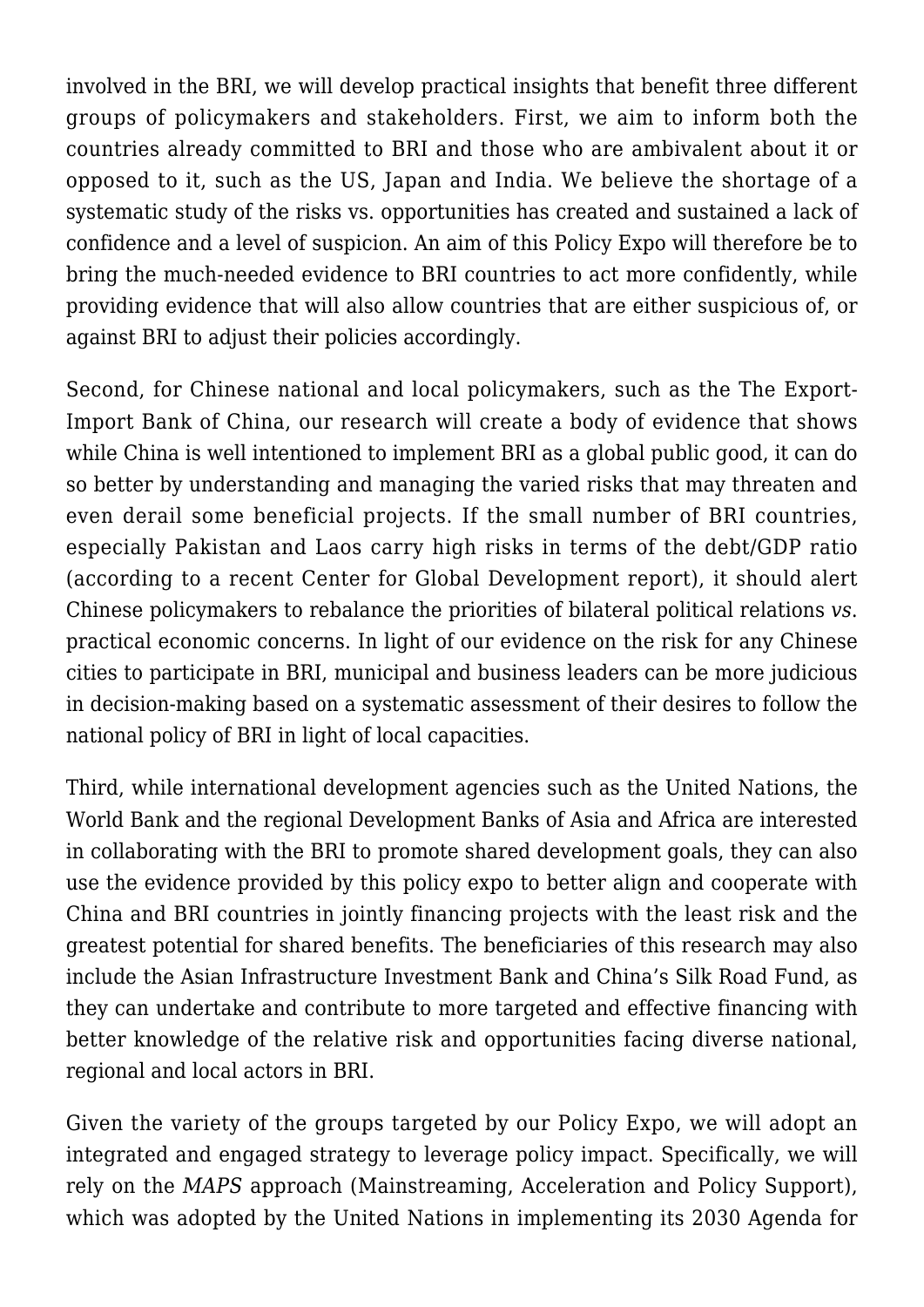involved in the BRI, we will develop practical insights that benefit three different groups of policymakers and stakeholders. First, we aim to inform both the countries already committed to BRI and those who are ambivalent about it or opposed to it, such as the US, Japan and India. We believe the shortage of a systematic study of the risks vs. opportunities has created and sustained a lack of confidence and a level of suspicion. An aim of this Policy Expo will therefore be to bring the much-needed evidence to BRI countries to act more confidently, while providing evidence that will also allow countries that are either suspicious of, or against BRI to adjust their policies accordingly.

Second, for Chinese national and local policymakers, such as the The Export-Import Bank of China, our research will create a body of evidence that shows while China is well intentioned to implement BRI as a global public good, it can do so better by understanding and managing the varied risks that may threaten and even derail some beneficial projects. If the small number of BRI countries, especially Pakistan and Laos carry high risks in terms of the debt/GDP ratio (according to a recent Center for Global Development report), it should alert Chinese policymakers to rebalance the priorities of bilateral political relations *vs*. practical economic concerns. In light of our evidence on the risk for any Chinese cities to participate in BRI, municipal and business leaders can be more judicious in decision-making based on a systematic assessment of their desires to follow the national policy of BRI in light of local capacities.

Third, while international development agencies such as the United Nations, the World Bank and the regional Development Banks of Asia and Africa are interested in collaborating with the BRI to promote shared development goals, they can also use the evidence provided by this policy expo to better align and cooperate with China and BRI countries in jointly financing projects with the least risk and the greatest potential for shared benefits. The beneficiaries of this research may also include the Asian Infrastructure Investment Bank and China's Silk Road Fund, as they can undertake and contribute to more targeted and effective financing with better knowledge of the relative risk and opportunities facing diverse national, regional and local actors in BRI.

Given the variety of the groups targeted by our Policy Expo, we will adopt an integrated and engaged strategy to leverage policy impact. Specifically, we will rely on the *MAPS* approach (Mainstreaming, Acceleration and Policy Support), which was adopted by the United Nations in implementing its 2030 Agenda for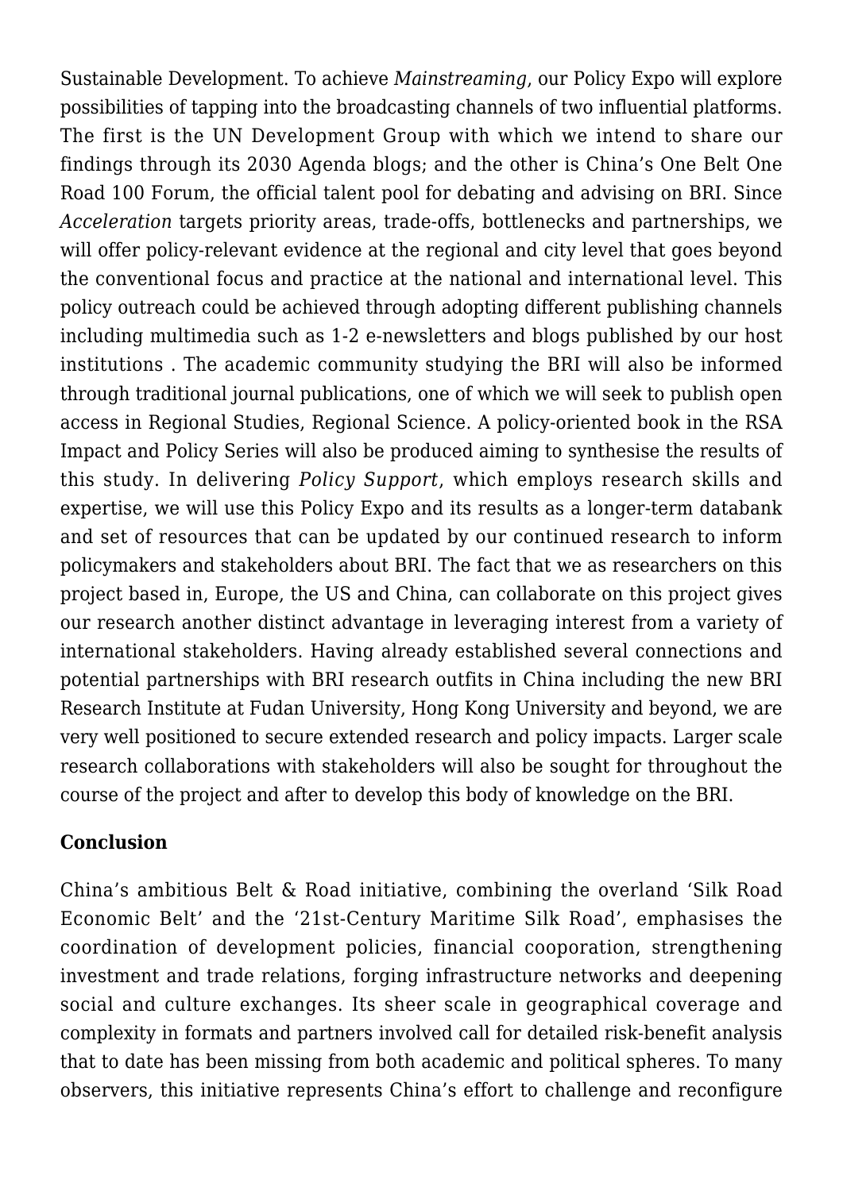Sustainable Development. To achieve *Mainstreaming*, our Policy Expo will explore possibilities of tapping into the broadcasting channels of two influential platforms. The first is the UN Development Group with which we intend to share our findings through its 2030 Agenda blogs; and the other is China's One Belt One Road 100 Forum, the official talent pool for debating and advising on BRI. Since *Acceleration* targets priority areas, trade-offs, bottlenecks and partnerships, we will offer policy-relevant evidence at the regional and city level that goes beyond the conventional focus and practice at the national and international level. This policy outreach could be achieved through adopting different publishing channels including multimedia such as 1-2 e-newsletters and blogs published by our host institutions . The academic community studying the BRI will also be informed through traditional journal publications, one of which we will seek to publish open access in Regional Studies, Regional Science. A policy-oriented book in the RSA Impact and Policy Series will also be produced aiming to synthesise the results of this study. In delivering *Policy Support*, which employs research skills and expertise, we will use this Policy Expo and its results as a longer-term databank and set of resources that can be updated by our continued research to inform policymakers and stakeholders about BRI. The fact that we as researchers on this project based in, Europe, the US and China, can collaborate on this project gives our research another distinct advantage in leveraging interest from a variety of international stakeholders. Having already established several connections and potential partnerships with BRI research outfits in China including the new BRI Research Institute at Fudan University, Hong Kong University and beyond, we are very well positioned to secure extended research and policy impacts. Larger scale research collaborations with stakeholders will also be sought for throughout the course of the project and after to develop this body of knowledge on the BRI.

## Conclusion

China's ambitious Belt & Road initiative, combining the overland 'Silk Road Economic Belt' and the '21st-Century Maritime Silk Road', emphasises the coordination of development policies, financial cooporation, strengthening investment and trade relations, forging infrastructure networks and deepening social and culture exchanges. Its sheer scale in geographical coverage and complexity in formats and partners involved call for detailed risk-benefit analysis that to date has been missing from both academic and political spheres. To many observers, this initiative represents China's effort to challenge and reconfigure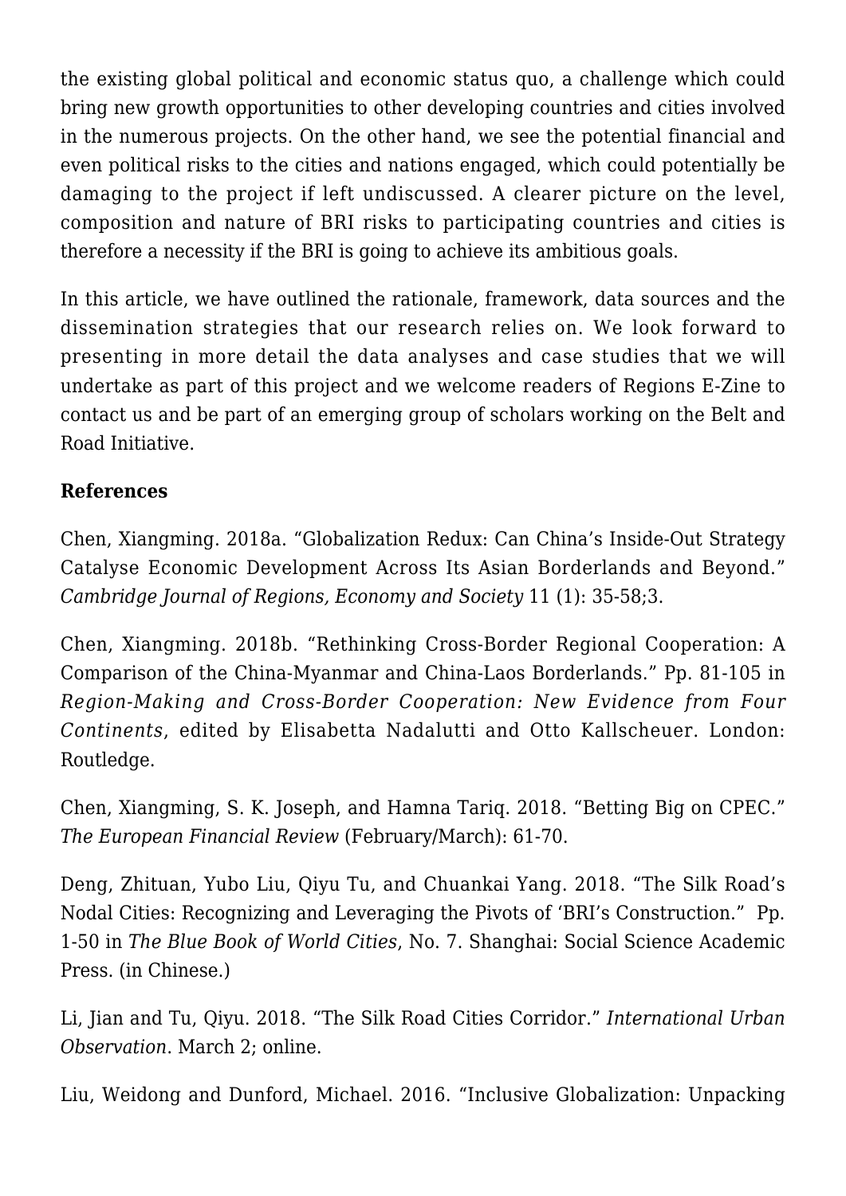the existing global political and economic status quo, a challenge which could bring new growth opportunities to other developing countries and cities involved in the numerous projects. On the other hand, we see the potential financial and even political risks to the cities and nations engaged, which could potentially be damaging to the project if left undiscussed. A clearer picture on the level, composition and nature of BRI risks to participating countries and cities is therefore a necessity if the BRI is going to achieve its ambitious goals.

In this article, we have outlined the rationale, framework, data sources and the dissemination strategies that our research relies on. We look forward to presenting in more detail the data analyses and case studies that we will undertake as part of this project and we welcome readers of Regions E-Zine to contact us and be part of an emerging group of scholars working on the Belt and Road Initiative.

**References**

Chen, Xiangming. 2018a. "Globalization Redux: Can China's Inside-Out Strategy Catalyse Economic Development Across Its Asian Borderlands and Beyond." *Cambridge Journal of Regions, Economy and Society* 11 (1): 35-58;3.

Chen, Xiangming. 2018b. "Rethinking Cross-Border Regional Cooperation: A Comparison of the China-Myanmar and China-Laos Borderlands." Pp. 81-105 in *Region-Making and Cross-Border Cooperation: New Evidence from Four Continents*, edited by Elisabetta Nadalutti and Otto Kallscheuer. London: Routledge.

Chen, Xiangming, S. K. Joseph, and Hamna Tariq. 2018. "Betting Big on CPEC." *The European Financial Review* (February/March): 61-70.

Deng, Zhituan, Yubo Liu, Qiyu Tu, and Chuankai Yang. 2018. "The Silk Road's Nodal Cities: Recognizing and Leveraging the Pivots of 'BRI's Construction." Pp. 1-50 in *The Blue Book of World Cities*, No. 7. Shanghai: Social Science Academic Press. (in Chinese.)

Li, Jian and Tu, Qiyu. 2018. "The Silk Road Cities Corridor." *International Urban Observation*. March 2; online.

Liu, Weidong and Dunford, Michael. 2016. "Inclusive Globalization: Unpacking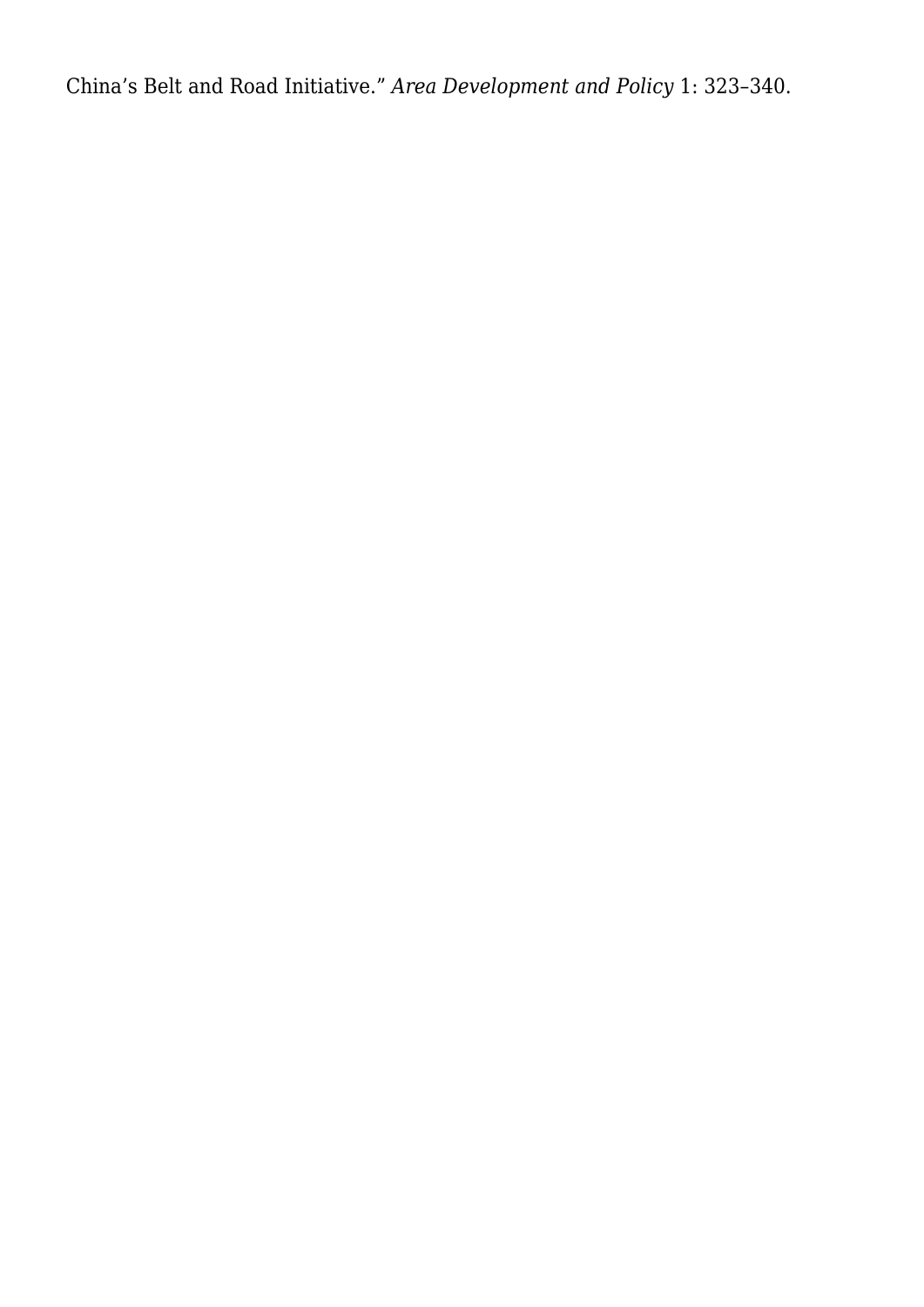China’s Belt and Road Initiative.” *Area Development and Policy* 1: 323–340.